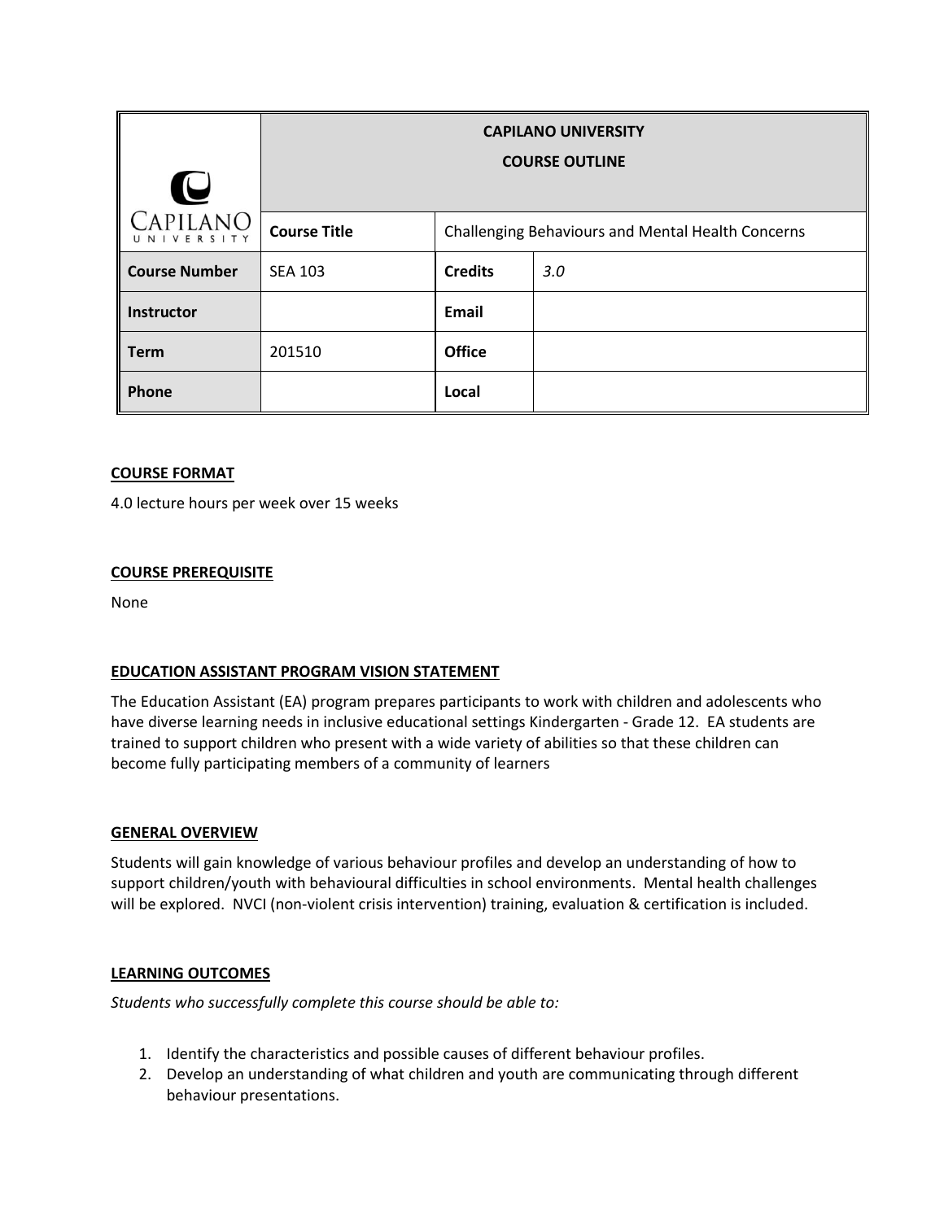| | CAPILANO UNIVERSITY<br>COURSE OUTLINE | | |
|---|---|---|---|
| | **Course Title** | Challenging Behaviours and Mental Health Concerns | |
| **Course Number** | SEA 103 | **Credits** | *3.0* |
| **Instructor** | | **Email** | |
| **Term** | 201510 | **Office** | |
| **Phone** | | **Local** | |

**COURSE FORMAT**

4.0 lecture hours per week over 15 weeks

**COURSE PREREQUISITE**

None

**EDUCATION ASSISTANT PROGRAM VISION STATEMENT**

The Education Assistant (EA) program prepares participants to work with children and adolescents who have diverse learning needs in inclusive educational settings Kindergarten - Grade 12. EA students are trained to support children who present with a wide variety of abilities so that these children can become fully participating members of a community of learners

**GENERAL OVERVIEW**

Students will gain knowledge of various behaviour profiles and develop an understanding of how to support children/youth with behavioural difficulties in school environments. Mental health challenges will be explored. NVCI (non-violent crisis intervention) training, evaluation & certification is included.

**LEARNING OUTCOMES**

*Students who successfully complete this course should be able to:*

1. Identify the characteristics and possible causes of different behaviour profiles.
2. Develop an understanding of what children and youth are communicating through different behaviour presentations.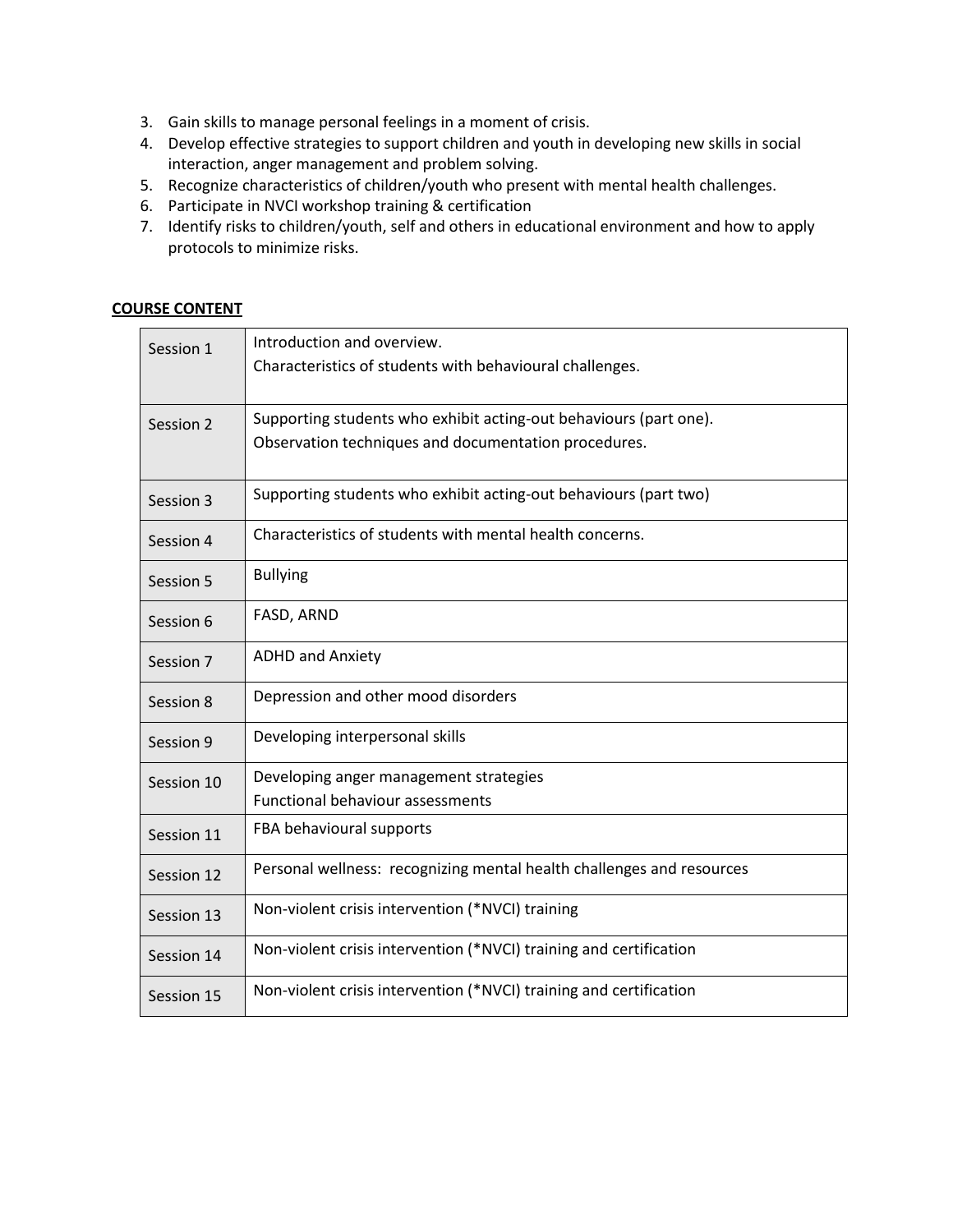3. Gain skills to manage personal feelings in a moment of crisis.
4. Develop effective strategies to support children and youth in developing new skills in social interaction, anger management and problem solving.
5. Recognize characteristics of children/youth who present with mental health challenges.
6. Participate in NVCI workshop training & certification
7. Identify risks to children/youth, self and others in educational environment and how to apply protocols to minimize risks.

## COURSE CONTENT

| | |
|---|---|
| Session 1 | Introduction and overview.<br>Characteristics of students with behavioural challenges. |
| Session 2 | Supporting students who exhibit acting-out behaviours (part one).<br>Observation techniques and documentation procedures. |
| Session 3 | Supporting students who exhibit acting-out behaviours (part two) |
| Session 4 | Characteristics of students with mental health concerns. |
| Session 5 | Bullying |
| Session 6 | FASD, ARND |
| Session 7 | ADHD and Anxiety |
| Session 8 | Depression and other mood disorders |
| Session 9 | Developing interpersonal skills |
| Session 10 | Developing anger management strategies<br>Functional behaviour assessments |
| Session 11 | FBA behavioural supports |
| Session 12 | Personal wellness: recognizing mental health challenges and resources |
| Session 13 | Non-violent crisis intervention (*NVCI) training |
| Session 14 | Non-violent crisis intervention (*NVCI) training and certification |
| Session 15 | Non-violent crisis intervention (*NVCI) training and certification |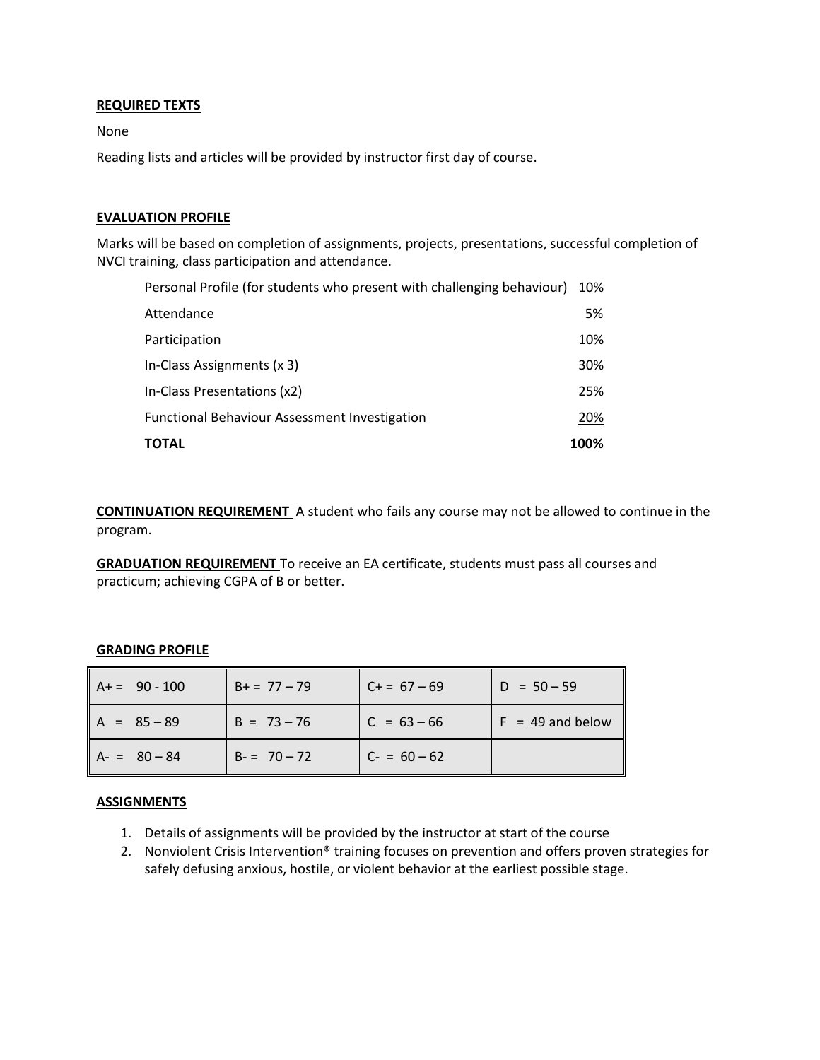**REQUIRED TEXTS**

None

Reading lists and articles will be provided by instructor first day of course.

**EVALUATION PROFILE**

Marks will be based on completion of assignments, projects, presentations, successful completion of NVCI training, class participation and attendance.

| | |
|---|---|
| Personal Profile (for students who present with challenging behaviour) | 10% |
| Attendance | 5% |
| Participation | 10% |
| In-Class Assignments (x 3) | 30% |
| In-Class Presentations (x2) | 25% |
| Functional Behaviour Assessment Investigation | 20% |
| **TOTAL** | **100%** |

**CONTINUATION REQUIREMENT** A student who fails any course may not be allowed to continue in the program.

**GRADUATION REQUIREMENT** To receive an EA certificate, students must pass all courses and practicum; achieving CGPA of B or better.

**GRADING PROFILE**

| | | | |
|---|---|---|---|
| A+ = 90 - 100 | B+ = 77 – 79 | C+ = 67 – 69 | D = 50 – 59 |
| A = 85 – 89 | B = 73 – 76 | C = 63 – 66 | F = 49 and below |
| A- = 80 – 84 | B- = 70 – 72 | C- = 60 – 62 | |

**ASSIGNMENTS**

1. Details of assignments will be provided by the instructor at start of the course
2. Nonviolent Crisis Intervention® training focuses on prevention and offers proven strategies for safely defusing anxious, hostile, or violent behavior at the earliest possible stage.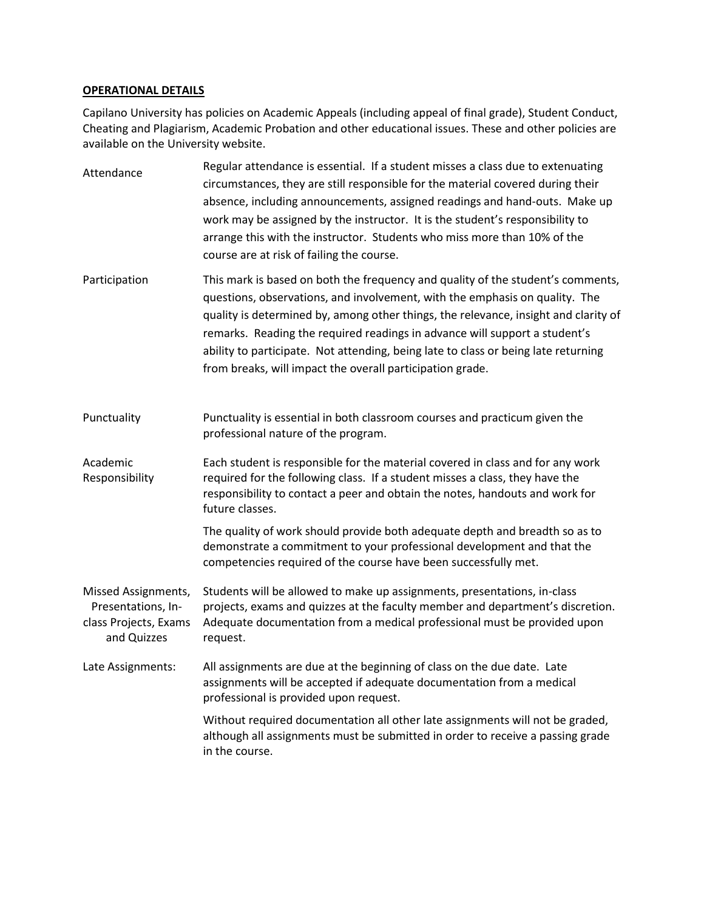## OPERATIONAL DETAILS

Capilano University has policies on Academic Appeals (including appeal of final grade), Student Conduct, Cheating and Plagiarism, Academic Probation and other educational issues. These and other policies are available on the University website.

**Attendance**

Regular attendance is essential. If a student misses a class due to extenuating circumstances, they are still responsible for the material covered during their absence, including announcements, assigned readings and hand-outs. Make up work may be assigned by the instructor. It is the student's responsibility to arrange this with the instructor. Students who miss more than 10% of the course are at risk of failing the course.

**Participation**

This mark is based on both the frequency and quality of the student's comments, questions, observations, and involvement, with the emphasis on quality. The quality is determined by, among other things, the relevance, insight and clarity of remarks. Reading the required readings in advance will support a student's ability to participate. Not attending, being late to class or being late returning from breaks, will impact the overall participation grade.

**Punctuality**

Punctuality is essential in both classroom courses and practicum given the professional nature of the program.

**Academic Responsibility**

Each student is responsible for the material covered in class and for any work required for the following class. If a student misses a class, they have the responsibility to contact a peer and obtain the notes, handouts and work for future classes.

The quality of work should provide both adequate depth and breadth so as to demonstrate a commitment to your professional development and that the competencies required of the course have been successfully met.

**Missed Assignments, Presentations, In-class Projects, Exams and Quizzes**

Students will be allowed to make up assignments, presentations, in-class projects, exams and quizzes at the faculty member and department's discretion. Adequate documentation from a medical professional must be provided upon request.

**Late Assignments:**

All assignments are due at the beginning of class on the due date. Late assignments will be accepted if adequate documentation from a medical professional is provided upon request.

Without required documentation all other late assignments will not be graded, although all assignments must be submitted in order to receive a passing grade in the course.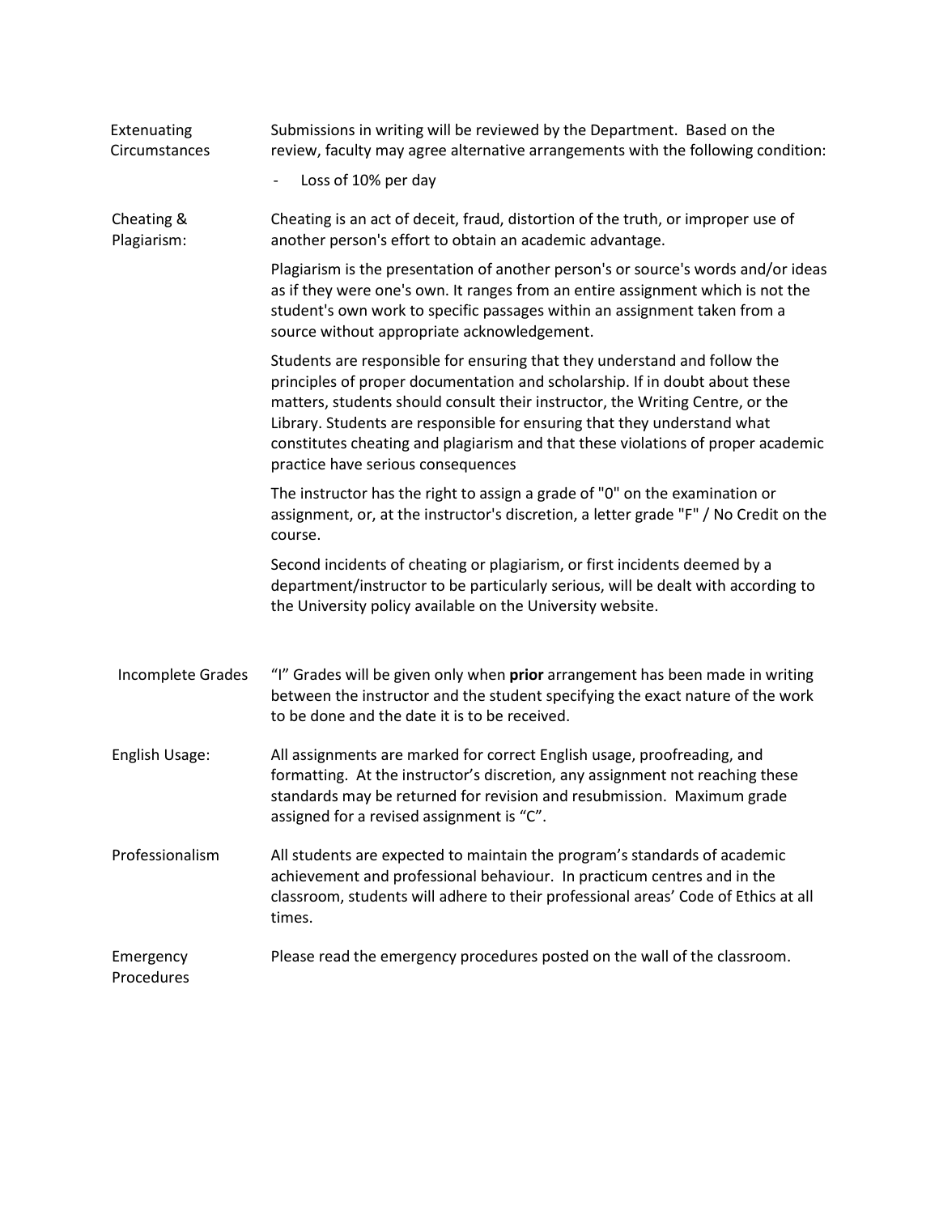| | |
|---|---|
| Extenuating Circumstances | Submissions in writing will be reviewed by the Department. Based on the review, faculty may agree alternative arrangements with the following condition:<br>- Loss of 10% per day |
| Cheating & Plagiarism: | Cheating is an act of deceit, fraud, distortion of the truth, or improper use of another person's effort to obtain an academic advantage.<br><br>Plagiarism is the presentation of another person's or source's words and/or ideas as if they were one's own. It ranges from an entire assignment which is not the student's own work to specific passages within an assignment taken from a source without appropriate acknowledgement.<br><br>Students are responsible for ensuring that they understand and follow the principles of proper documentation and scholarship. If in doubt about these matters, students should consult their instructor, the Writing Centre, or the Library. Students are responsible for ensuring that they understand what constitutes cheating and plagiarism and that these violations of proper academic practice have serious consequences<br><br>The instructor has the right to assign a grade of "0" on the examination or assignment, or, at the instructor's discretion, a letter grade "F" / No Credit on the course.<br><br>Second incidents of cheating or plagiarism, or first incidents deemed by a department/instructor to be particularly serious, will be dealt with according to the University policy available on the University website. |
| Incomplete Grades | "I" Grades will be given only when **prior** arrangement has been made in writing between the instructor and the student specifying the exact nature of the work to be done and the date it is to be received. |
| English Usage: | All assignments are marked for correct English usage, proofreading, and formatting. At the instructor's discretion, any assignment not reaching these standards may be returned for revision and resubmission. Maximum grade assigned for a revised assignment is "C". |
| Professionalism | All students are expected to maintain the program's standards of academic achievement and professional behaviour. In practicum centres and in the classroom, students will adhere to their professional areas' Code of Ethics at all times. |
| Emergency Procedures | Please read the emergency procedures posted on the wall of the classroom. |